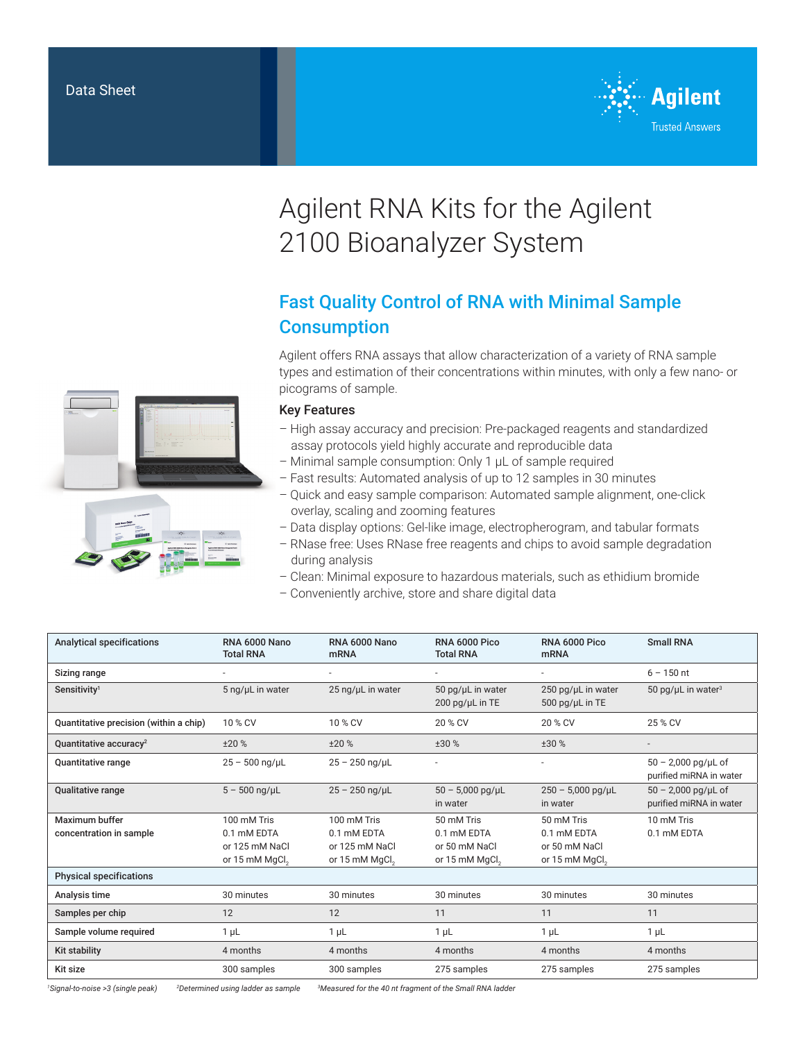Data Sheet

Agilent Trusted Answers

# Agilent RNA Kits for the Agilent 2100 Bioanalyzer System

## Fast Quality Control of RNA with Minimal Sample Consumption

Agilent offers RNA assays that allow characterization of a variety of RNA sample types and estimation of their concentrations within minutes, with only a few nano- or picograms of sample.

### Key Features

- High assay accuracy and precision: Pre-packaged reagents and standardized assay protocols yield highly accurate and reproducible data
- Minimal sample consumption: Only 1 µL of sample required
- Fast results: Automated analysis of up to 12 samples in 30 minutes
- Quick and easy sample comparison: Automated sample alignment, one-click overlay, scaling and zooming features
- Data display options: Gel-like image, electropherogram, and tabular formats
- RNase free: Uses RNase free reagents and chips to avoid sample degradation during analysis
- Clean: Minimal exposure to hazardous materials, such as ethidium bromide
- Conveniently archive, store and share digital data

| Analytical specifications | RNA 6000 Nano Total RNA | RNA 6000 Nano mRNA | RNA 6000 Pico Total RNA | RNA 6000 Pico mRNA | Small RNA |
|---|---|---|---|---|---|
| Sizing range | - | - | - | - | 6 – 150 nt |
| Sensitivity[1] | 5 ng/µL in water | 25 ng/µL in water | 50 pg/µL in water<br>200 pg/µL in TE | 250 pg/µL in water<br>500 pg/µL in TE | 50 pg/µL in water[3] |
| Quantitative precision (within a chip) | 10 % CV | 10 % CV | 20 % CV | 20 % CV | 25 % CV |
| Quantitative accuracy[2] | ±20 % | ±20 % | ±30 % | ±30 % | - |
| Quantitative range | 25 – 500 ng/µL | 25 – 250 ng/µL | - | - | 50 – 2,000 pg/µL of purified miRNA in water |
| Qualitative range | 5 – 500 ng/µL | 25 – 250 ng/µL | 50 – 5,000 pg/µL in water | 250 – 5,000 pg/µL in water | 50 – 2,000 pg/µL of purified miRNA in water |
| Maximum buffer concentration in sample | 100 mM Tris<br>0.1 mM EDTA<br>or 125 mM NaCl<br>or 15 mM $MgCl_2$ | 100 mM Tris<br>0.1 mM EDTA<br>or 125 mM NaCl<br>or 15 mM $MgCl_2$ | 50 mM Tris<br>0.1 mM EDTA<br>or 50 mM NaCl<br>or 15 mM $MgCl_2$ | 50 mM Tris<br>0.1 mM EDTA<br>or 50 mM NaCl<br>or 15 mM $MgCl_2$ | 10 mM Tris<br>0.1 mM EDTA |
| **Physical specifications** | | | | | |
| Analysis time | 30 minutes | 30 minutes | 30 minutes | 30 minutes | 30 minutes |
| Samples per chip | 12 | 12 | 11 | 11 | 11 |
| Sample volume required | 1 µL | 1 µL | 1 µL | 1 µL | 1 µL |
| Kit stability | 4 months | 4 months | 4 months | 4 months | 4 months |
| Kit size | 300 samples | 300 samples | 275 samples | 275 samples | 275 samples |

*[1]Signal-to-noise >3 (single peak)* *[2]Determined using ladder as sample* *[3]Measured for the 40 nt fragment of the Small RNA ladder*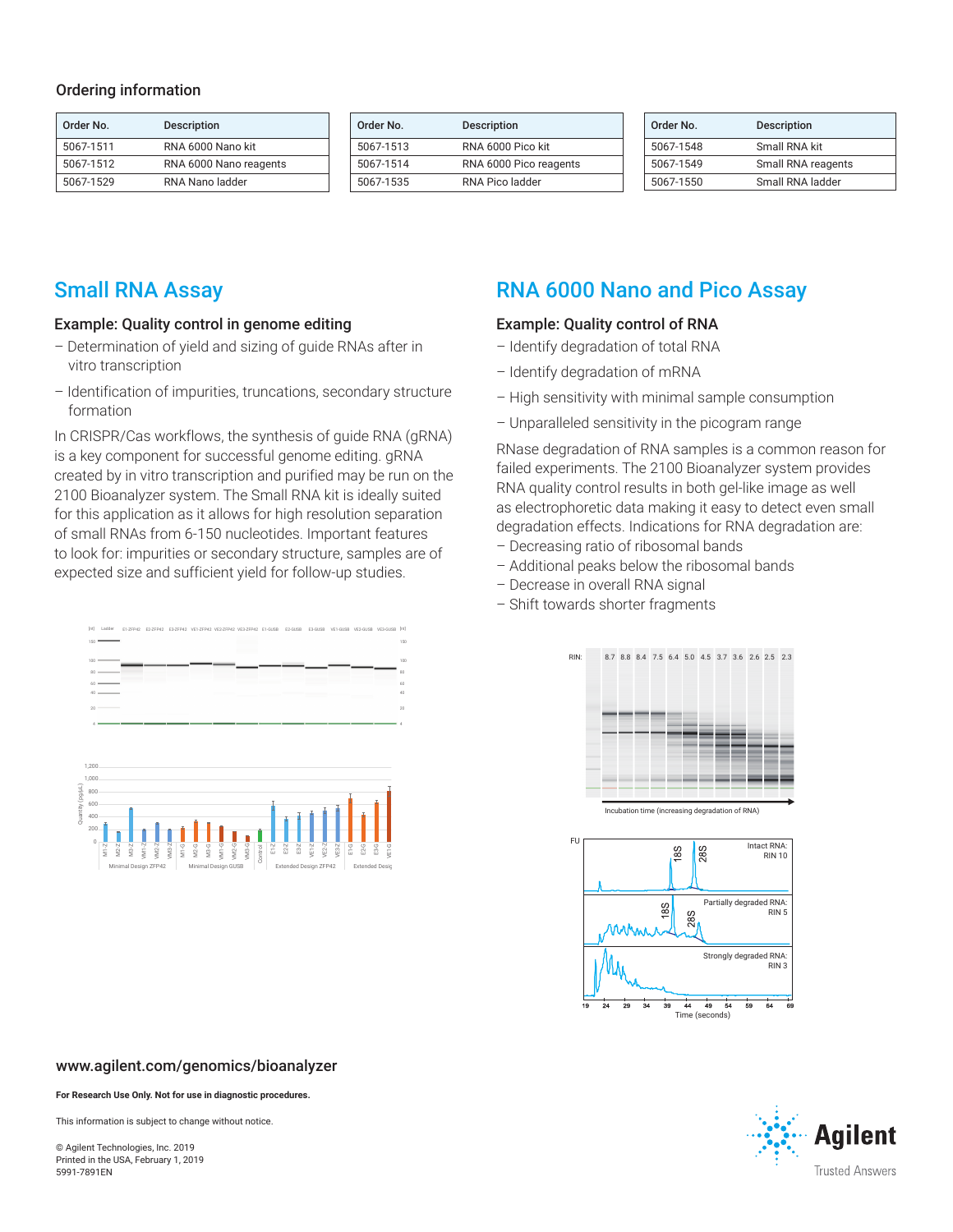## Ordering information

| Order No. | Description |
|---|---|
| 5067-1511 | RNA 6000 Nano kit |
| 5067-1512 | RNA 6000 Nano reagents |
| 5067-1529 | RNA Nano ladder |

| Order No. | Description |
|---|---|
| 5067-1513 | RNA 6000 Pico kit |
| 5067-1514 | RNA 6000 Pico reagents |
| 5067-1535 | RNA Pico ladder |

| Order No. | Description |
|---|---|
| 5067-1548 | Small RNA kit |
| 5067-1549 | Small RNA reagents |
| 5067-1550 | Small RNA ladder |

## Small RNA Assay

### Example: Quality control in genome editing

- Determination of yield and sizing of guide RNAs after in vitro transcription
- Identification of impurities, truncations, secondary structure formation

In CRISPR/Cas workflows, the synthesis of guide RNA (gRNA) is a key component for successful genome editing. gRNA created by in vitro transcription and purified may be run on the 2100 Bioanalyzer system. The Small RNA kit is ideally suited for this application as it allows for high resolution separation of small RNAs from 6-150 nucleotides. Important features to look for: impurities or secondary structure, samples are of expected size and sufficient yield for follow-up studies.

Quantity (pg/µL)

1,200
1,000
800
600
400
200
0

Minimal Design ZFP42
Minimal Design GUSB
Extended Design ZFP42
Extended Desig

## RNA 6000 Nano and Pico Assay

### Example: Quality control of RNA

- Identify degradation of total RNA
- Identify degradation of mRNA
- High sensitivity with minimal sample consumption
- Unparalleled sensitivity in the picogram range

RNase degradation of RNA samples is a common reason for failed experiments. The 2100 Bioanalyzer system provides RNA quality control results in both gel-like image as well as electrophoretic data making it easy to detect even small degradation effects. Indications for RNA degradation are:

- Decreasing ratio of ribosomal bands
- Additional peaks below the ribosomal bands
- Decrease in overall RNA signal
- Shift towards shorter fragments

RIN: 8.7 8.8 8.4 7.5 6.4 5.0 4.5 3.7 3.6 2.6 2.5 2.3

Incubation time (increasing degradation of RNA)

FU

Intact RNA: RIN 10

18S
28S

Partially degraded RNA: RIN 5

Strongly degraded RNA: RIN 3

19 24 29 34 39 44 49 54 59 64 69

Time (seconds)

www.agilent.com/genomics/bioanalyzer

**For Research Use Only. Not for use in diagnostic procedures.**

This information is subject to change without notice.

© Agilent Technologies, Inc. 2019
Printed in the USA, February 1, 2019
5991-7891EN

Agilent
Trusted Answers